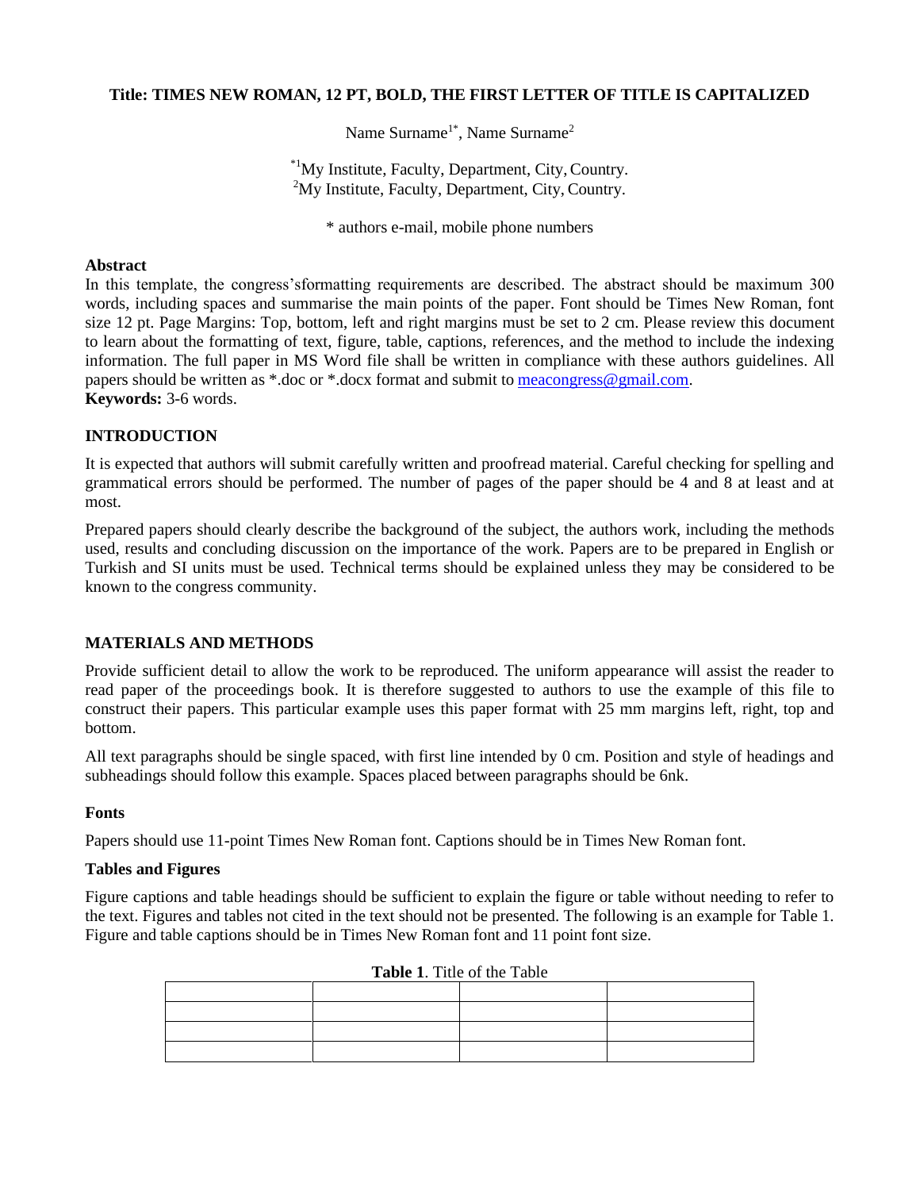**Title: TIMES NEW ROMAN, 12 PT, BOLD, THE FIRST LETTER OF TITLE IS CAPITALIZED**

Name Surname[1*], Name Surname[2]

[*1]My Institute, Faculty, Department, City, Country.
[2]My Institute, Faculty, Department, City, Country.

* authors e-mail, mobile phone numbers

**Abstract**

In this template, the congress'sformatting requirements are described. The abstract should be maximum 300 words, including spaces and summarise the main points of the paper. Font should be Times New Roman, font size 12 pt. Page Margins: Top, bottom, left and right margins must be set to 2 cm. Please review this document to learn about the formatting of text, figure, table, captions, references, and the method to include the indexing information. The full paper in MS Word file shall be written in compliance with these authors guidelines. All papers should be written as *.doc or *.docx format and submit to meacongress@gmail.com.

**Keywords:** 3-6 words.

## INTRODUCTION

It is expected that authors will submit carefully written and proofread material. Careful checking for spelling and grammatical errors should be performed. The number of pages of the paper should be 4 and 8 at least and at most.

Prepared papers should clearly describe the background of the subject, the authors work, including the methods used, results and concluding discussion on the importance of the work. Papers are to be prepared in English or Turkish and SI units must be used. Technical terms should be explained unless they may be considered to be known to the congress community.

## MATERIALS AND METHODS

Provide sufficient detail to allow the work to be reproduced. The uniform appearance will assist the reader to read paper of the proceedings book. It is therefore suggested to authors to use the example of this file to construct their papers. This particular example uses this paper format with 25 mm margins left, right, top and bottom.

All text paragraphs should be single spaced, with first line intended by 0 cm. Position and style of headings and subheadings should follow this example. Spaces placed between paragraphs should be 6nk.

### Fonts

Papers should use 11-point Times New Roman font. Captions should be in Times New Roman font.

### Tables and Figures

Figure captions and table headings should be sufficient to explain the figure or table without needing to refer to the text. Figures and tables not cited in the text should not be presented. The following is an example for Table 1. Figure and table captions should be in Times New Roman font and 11 point font size.

**Table 1**. Title of the Table

| | | | |
|---|---|---|---|
| | | | |
| | | | |
| | | | |
| | | | |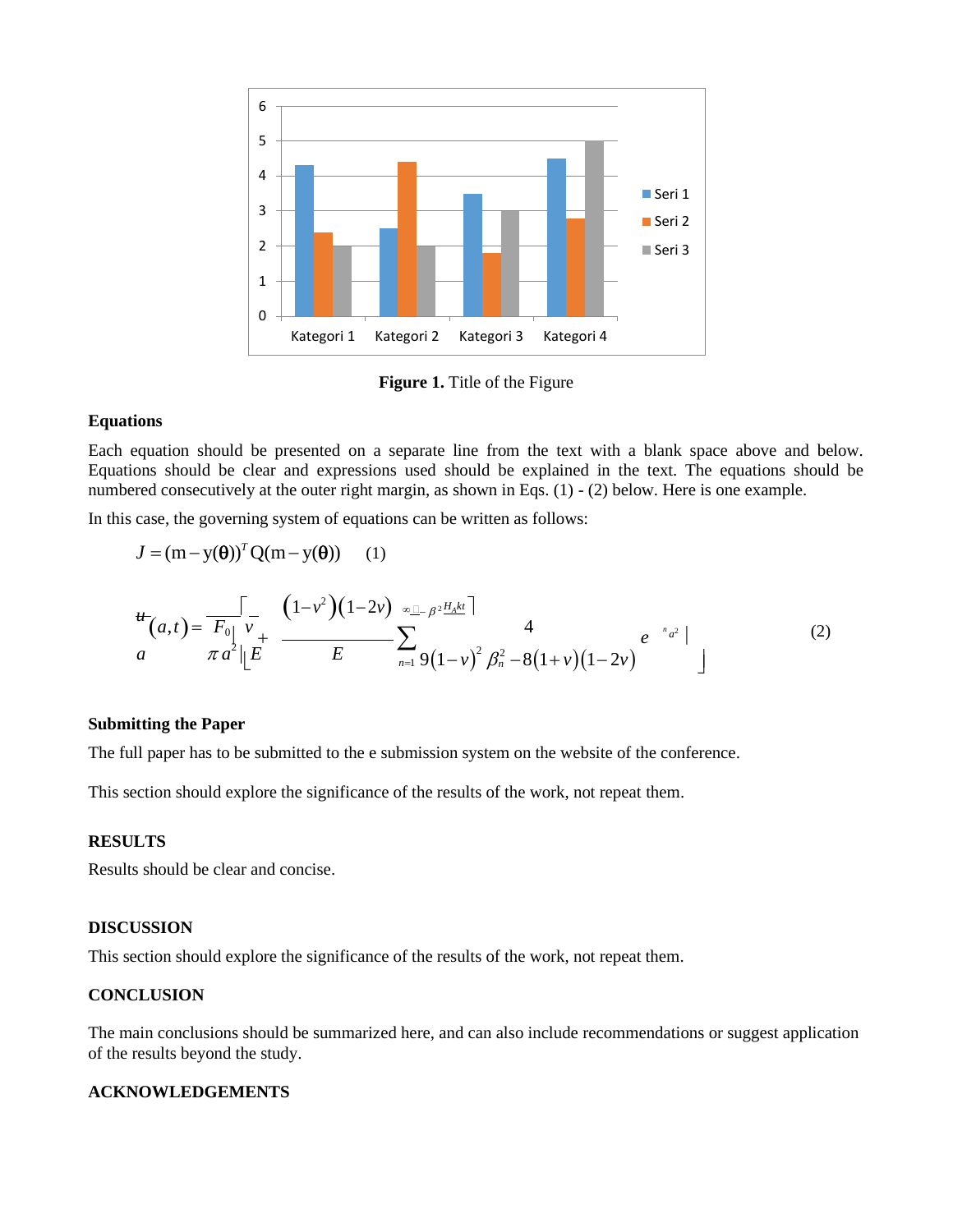6
5
4
3
2
1
0

Kategori 1 Kategori 2 Kategori 3 Kategori 4

Seri 1
Seri 2
Seri 3

**Figure 1.** Title of the Figure

**Equations**

Each equation should be presented on a separate line from the text with a blank space above and below. Equations should be clear and expressions used should be explained in the text. The equations should be numbered consecutively at the outer right margin, as shown in Eqs. (1) - (2) below. Here is one example.

In this case, the governing system of equations can be written as follows:

$$J = (\mathrm{m} - \mathrm{y}(\boldsymbol{\theta}))^T \mathrm{Q}(\mathrm{m} - \mathrm{y}(\boldsymbol{\theta})) \qquad (1)$$

$$\frac{u(a,t)}{a} = \frac{F_0}{\pi a^2}\left[\frac{v}{E} + \frac{(1-v^2)(1-2v)}{E}\sum_{n=1}^{\infty}\frac{4}{9(1-v)^2\beta_n^2 - 8(1+v)(1-2v)}\, e^{-\beta_n^2 \frac{H_A k t}{a^2}}\right] \qquad (2)$$

**Submitting the Paper**

The full paper has to be submitted to the e submission system on the website of the conference.

This section should explore the significance of the results of the work, not repeat them.

**RESULTS**

Results should be clear and concise.

**DISCUSSION**

This section should explore the significance of the results of the work, not repeat them.

**CONCLUSION**

The main conclusions should be summarized here, and can also include recommendations or suggest application of the results beyond the study.

**ACKNOWLEDGEMENTS**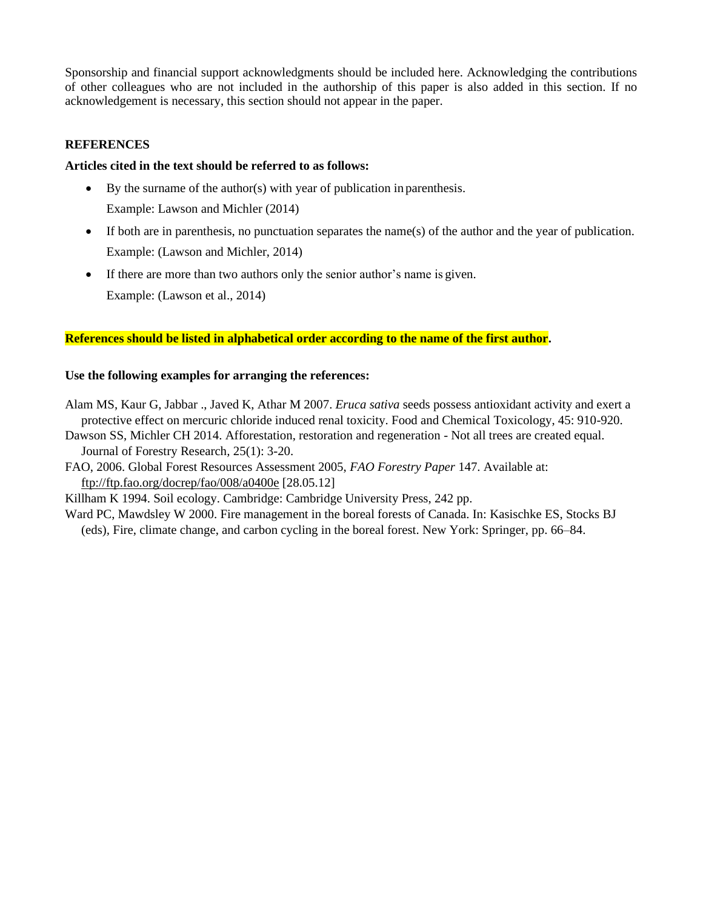Sponsorship and financial support acknowledgments should be included here. Acknowledging the contributions of other colleagues who are not included in the authorship of this paper is also added in this section. If no acknowledgement is necessary, this section should not appear in the paper.

## REFERENCES

**Articles cited in the text should be referred to as follows:**

- By the surname of the author(s) with year of publication in parenthesis.
  Example: Lawson and Michler (2014)
- If both are in parenthesis, no punctuation separates the name(s) of the author and the year of publication.
  Example: (Lawson and Michler, 2014)
- If there are more than two authors only the senior author's name is given.
  Example: (Lawson et al., 2014)

**References should be listed in alphabetical order according to the name of the first author.**

**Use the following examples for arranging the references:**

Alam MS, Kaur G, Jabbar ., Javed K, Athar M 2007. *Eruca sativa* seeds possess antioxidant activity and exert a protective effect on mercuric chloride induced renal toxicity. Food and Chemical Toxicology, 45: 910-920.

Dawson SS, Michler CH 2014. Afforestation, restoration and regeneration - Not all trees are created equal. Journal of Forestry Research, 25(1): 3-20.

FAO, 2006. Global Forest Resources Assessment 2005, *FAO Forestry Paper* 147. Available at: ftp://ftp.fao.org/docrep/fao/008/a0400e [28.05.12]

Killham K 1994. Soil ecology. Cambridge: Cambridge University Press, 242 pp.

Ward PC, Mawdsley W 2000. Fire management in the boreal forests of Canada. In: Kasischke ES, Stocks BJ (eds), Fire, climate change, and carbon cycling in the boreal forest. New York: Springer, pp. 66–84.